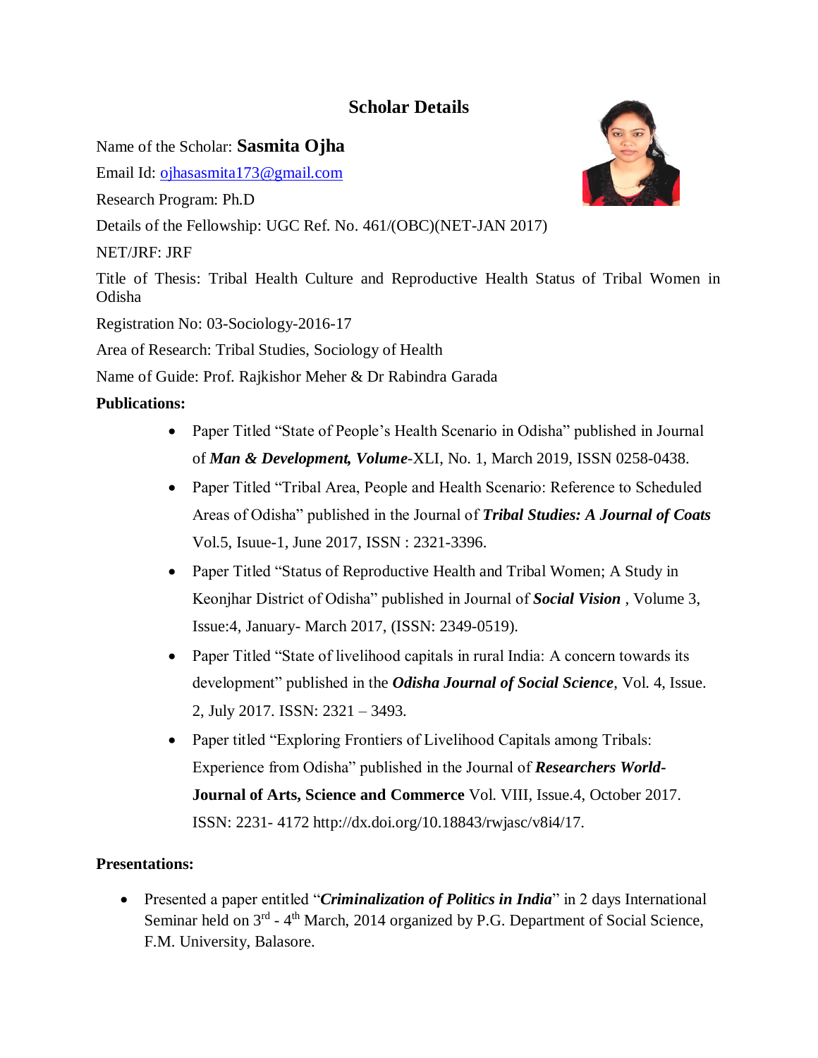# Scholar Details

Name of the Scholar: **Sasmita Ojha**

Email Id: ojhasasmita173@gmail.com

Research Program: Ph.D

Details of the Fellowship: UGC Ref. No. 461/(OBC)(NET-JAN 2017)

NET/JRF: JRF

Title of Thesis: Tribal Health Culture and Reproductive Health Status of Tribal Women in Odisha

Registration No: 03-Sociology-2016-17

Area of Research: Tribal Studies, Sociology of Health

Name of Guide: Prof. Rajkishor Meher & Dr Rabindra Garada

**Publications:**

- Paper Titled "State of People's Health Scenario in Odisha" published in Journal of ***Man & Development, Volume***-XLI, No. 1, March 2019, ISSN 0258-0438.
- Paper Titled "Tribal Area, People and Health Scenario: Reference to Scheduled Areas of Odisha" published in the Journal of ***Tribal Studies: A Journal of Coats*** Vol.5, Isuue-1, June 2017, ISSN : 2321-3396.
- Paper Titled "Status of Reproductive Health and Tribal Women; A Study in Keonjhar District of Odisha" published in Journal of ***Social Vision*** , Volume 3, Issue:4, January- March 2017, (ISSN: 2349-0519).
- Paper Titled "State of livelihood capitals in rural India: A concern towards its development" published in the ***Odisha Journal of Social Science***, Vol. 4, Issue. 2, July 2017. ISSN: 2321 – 3493.
- Paper titled "Exploring Frontiers of Livelihood Capitals among Tribals: Experience from Odisha" published in the Journal of ***Researchers World-*** **Journal of Arts, Science and Commerce** Vol. VIII, Issue.4, October 2017. ISSN: 2231- 4172 http://dx.doi.org/10.18843/rwjasc/v8i4/17.

**Presentations:**

- Presented a paper entitled "***Criminalization of Politics in India***" in 2 days International Seminar held on 3rd - 4th March, 2014 organized by P.G. Department of Social Science, F.M. University, Balasore.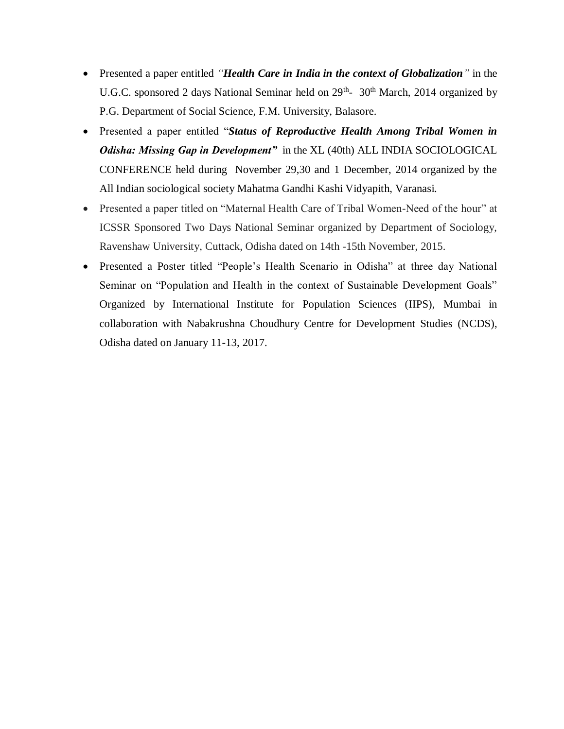- Presented a paper entitled *"**Health Care in India in the context of Globalization**"* in the U.G.C. sponsored 2 days National Seminar held on 29th- 30th March, 2014 organized by P.G. Department of Social Science, F.M. University, Balasore.
- Presented a paper entitled "***Status of Reproductive Health Among Tribal Women in Odisha: Missing Gap in Development***" in the XL (40th) ALL INDIA SOCIOLOGICAL CONFERENCE held during November 29,30 and 1 December, 2014 organized by the All Indian sociological society Mahatma Gandhi Kashi Vidyapith, Varanasi.
- Presented a paper titled on "Maternal Health Care of Tribal Women-Need of the hour" at ICSSR Sponsored Two Days National Seminar organized by Department of Sociology, Ravenshaw University, Cuttack, Odisha dated on 14th -15th November, 2015.
- Presented a Poster titled "People's Health Scenario in Odisha" at three day National Seminar on "Population and Health in the context of Sustainable Development Goals" Organized by International Institute for Population Sciences (IIPS), Mumbai in collaboration with Nabakrushna Choudhury Centre for Development Studies (NCDS), Odisha dated on January 11-13, 2017.